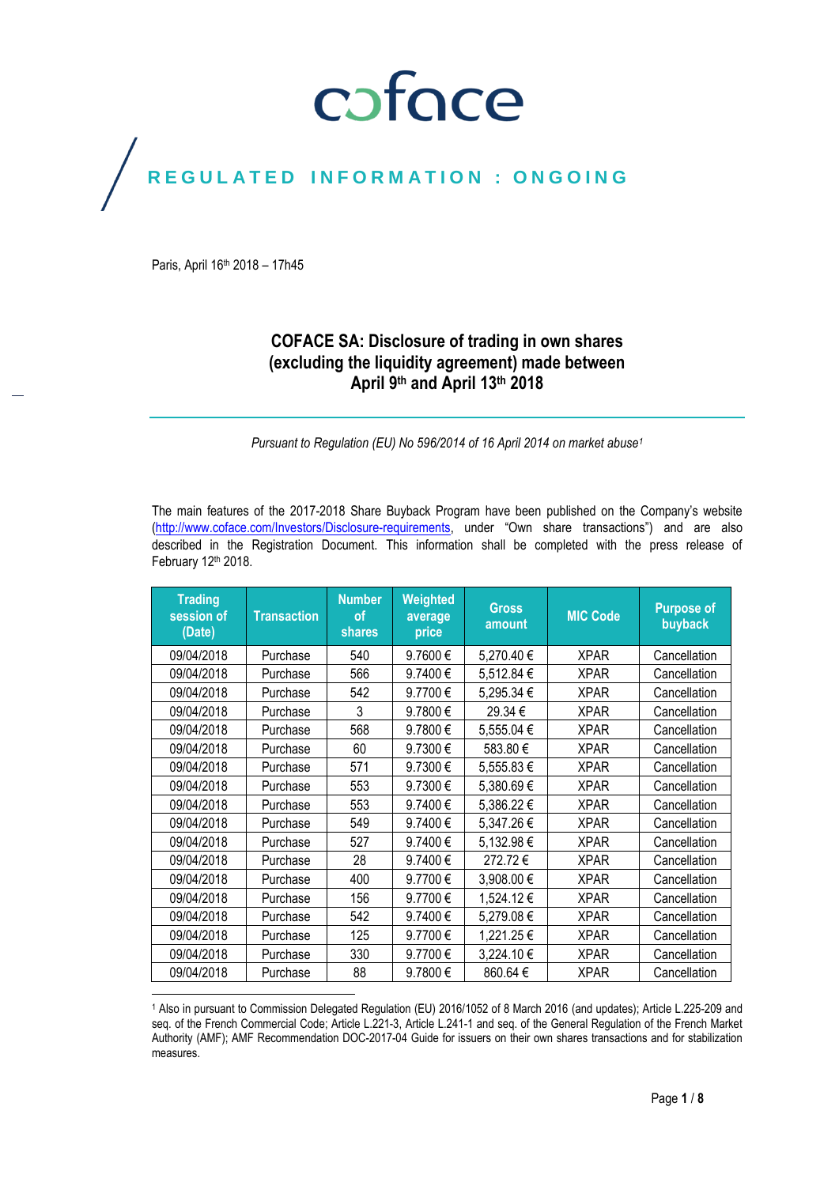coface

REGULATED INFORMATION : ONGOING

Paris, April 16th 2018 – 17h45

# COFACE SA: Disclosure of trading in own shares (excluding the liquidity agreement) made between April 9th and April 13th 2018

*Pursuant to Regulation (EU) No 596/2014 of 16 April 2014 on market abuse[1]*

The main features of the 2017-2018 Share Buyback Program have been published on the Company's website (http://www.coface.com/Investors/Disclosure-requirements, under "Own share transactions") and are also described in the Registration Document. This information shall be completed with the press release of February 12th 2018.

| Trading session of (Date) | Transaction | Number of shares | Weighted average price | Gross amount | MIC Code | Purpose of buyback |
|---|---|---|---|---|---|---|
| 09/04/2018 | Purchase | 540 | 9.7600 € | 5,270.40 € | XPAR | Cancellation |
| 09/04/2018 | Purchase | 566 | 9.7400 € | 5,512.84 € | XPAR | Cancellation |
| 09/04/2018 | Purchase | 542 | 9.7700 € | 5,295.34 € | XPAR | Cancellation |
| 09/04/2018 | Purchase | 3 | 9.7800 € | 29.34 € | XPAR | Cancellation |
| 09/04/2018 | Purchase | 568 | 9.7800 € | 5,555.04 € | XPAR | Cancellation |
| 09/04/2018 | Purchase | 60 | 9.7300 € | 583.80 € | XPAR | Cancellation |
| 09/04/2018 | Purchase | 571 | 9.7300 € | 5,555.83 € | XPAR | Cancellation |
| 09/04/2018 | Purchase | 553 | 9.7300 € | 5,380.69 € | XPAR | Cancellation |
| 09/04/2018 | Purchase | 553 | 9.7400 € | 5,386.22 € | XPAR | Cancellation |
| 09/04/2018 | Purchase | 549 | 9.7400 € | 5,347.26 € | XPAR | Cancellation |
| 09/04/2018 | Purchase | 527 | 9.7400 € | 5,132.98 € | XPAR | Cancellation |
| 09/04/2018 | Purchase | 28 | 9.7400 € | 272.72 € | XPAR | Cancellation |
| 09/04/2018 | Purchase | 400 | 9.7700 € | 3,908.00 € | XPAR | Cancellation |
| 09/04/2018 | Purchase | 156 | 9.7700 € | 1,524.12 € | XPAR | Cancellation |
| 09/04/2018 | Purchase | 542 | 9.7400 € | 5,279.08 € | XPAR | Cancellation |
| 09/04/2018 | Purchase | 125 | 9.7700 € | 1,221.25 € | XPAR | Cancellation |
| 09/04/2018 | Purchase | 330 | 9.7700 € | 3,224.10 € | XPAR | Cancellation |
| 09/04/2018 | Purchase | 88 | 9.7800 € | 860.64 € | XPAR | Cancellation |

[1] Also in pursuant to Commission Delegated Regulation (EU) 2016/1052 of 8 March 2016 (and updates); Article L.225-209 and seq. of the French Commercial Code; Article L.221-3, Article L.241-1 and seq. of the General Regulation of the French Market Authority (AMF); AMF Recommendation DOC-2017-04 Guide for issuers on their own shares transactions and for stabilization measures.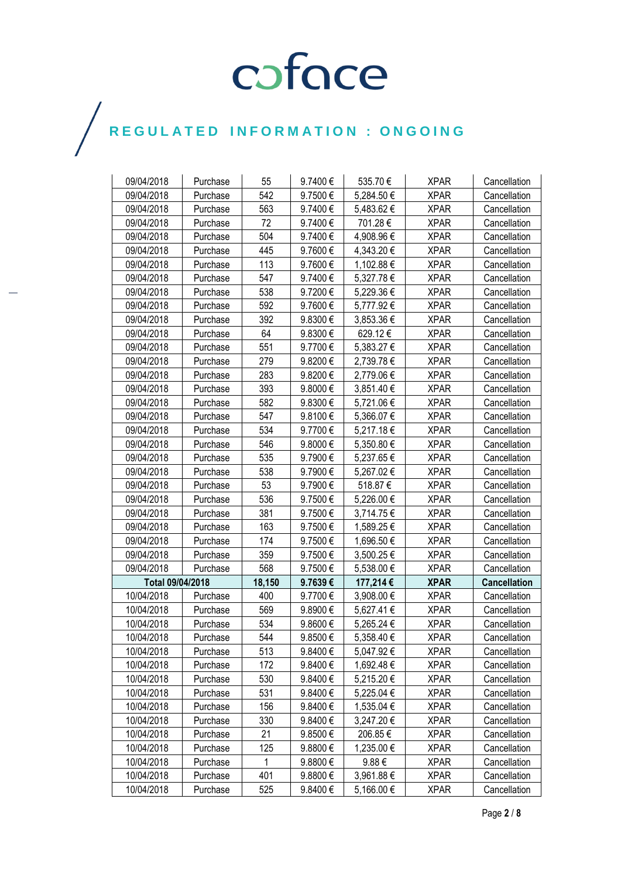# REGULATED INFORMATION : ONGOING

| | | | | | | |
|---|---|---|---|---|---|---|
| 09/04/2018 | Purchase | 55 | 9.7400 € | 535.70 € | XPAR | Cancellation |
| 09/04/2018 | Purchase | 542 | 9.7500 € | 5,284.50 € | XPAR | Cancellation |
| 09/04/2018 | Purchase | 563 | 9.7400 € | 5,483.62 € | XPAR | Cancellation |
| 09/04/2018 | Purchase | 72 | 9.7400 € | 701.28 € | XPAR | Cancellation |
| 09/04/2018 | Purchase | 504 | 9.7400 € | 4,908.96 € | XPAR | Cancellation |
| 09/04/2018 | Purchase | 445 | 9.7600 € | 4,343.20 € | XPAR | Cancellation |
| 09/04/2018 | Purchase | 113 | 9.7600 € | 1,102.88 € | XPAR | Cancellation |
| 09/04/2018 | Purchase | 547 | 9.7400 € | 5,327.78 € | XPAR | Cancellation |
| 09/04/2018 | Purchase | 538 | 9.7200 € | 5,229.36 € | XPAR | Cancellation |
| 09/04/2018 | Purchase | 592 | 9.7600 € | 5,777.92 € | XPAR | Cancellation |
| 09/04/2018 | Purchase | 392 | 9.8300 € | 3,853.36 € | XPAR | Cancellation |
| 09/04/2018 | Purchase | 64 | 9.8300 € | 629.12 € | XPAR | Cancellation |
| 09/04/2018 | Purchase | 551 | 9.7700 € | 5,383.27 € | XPAR | Cancellation |
| 09/04/2018 | Purchase | 279 | 9.8200 € | 2,739.78 € | XPAR | Cancellation |
| 09/04/2018 | Purchase | 283 | 9.8200 € | 2,779.06 € | XPAR | Cancellation |
| 09/04/2018 | Purchase | 393 | 9.8000 € | 3,851.40 € | XPAR | Cancellation |
| 09/04/2018 | Purchase | 582 | 9.8300 € | 5,721.06 € | XPAR | Cancellation |
| 09/04/2018 | Purchase | 547 | 9.8100 € | 5,366.07 € | XPAR | Cancellation |
| 09/04/2018 | Purchase | 534 | 9.7700 € | 5,217.18 € | XPAR | Cancellation |
| 09/04/2018 | Purchase | 546 | 9.8000 € | 5,350.80 € | XPAR | Cancellation |
| 09/04/2018 | Purchase | 535 | 9.7900 € | 5,237.65 € | XPAR | Cancellation |
| 09/04/2018 | Purchase | 538 | 9.7900 € | 5,267.02 € | XPAR | Cancellation |
| 09/04/2018 | Purchase | 53 | 9.7900 € | 518.87 € | XPAR | Cancellation |
| 09/04/2018 | Purchase | 536 | 9.7500 € | 5,226.00 € | XPAR | Cancellation |
| 09/04/2018 | Purchase | 381 | 9.7500 € | 3,714.75 € | XPAR | Cancellation |
| 09/04/2018 | Purchase | 163 | 9.7500 € | 1,589.25 € | XPAR | Cancellation |
| 09/04/2018 | Purchase | 174 | 9.7500 € | 1,696.50 € | XPAR | Cancellation |
| 09/04/2018 | Purchase | 359 | 9.7500 € | 3,500.25 € | XPAR | Cancellation |
| 09/04/2018 | Purchase | 568 | 9.7500 € | 5,538.00 € | XPAR | Cancellation |
| **Total 09/04/2018** | | **18,150** | **9.7639 €** | **177,214 €** | **XPAR** | **Cancellation** |
| 10/04/2018 | Purchase | 400 | 9.7700 € | 3,908.00 € | XPAR | Cancellation |
| 10/04/2018 | Purchase | 569 | 9.8900 € | 5,627.41 € | XPAR | Cancellation |
| 10/04/2018 | Purchase | 534 | 9.8600 € | 5,265.24 € | XPAR | Cancellation |
| 10/04/2018 | Purchase | 544 | 9.8500 € | 5,358.40 € | XPAR | Cancellation |
| 10/04/2018 | Purchase | 513 | 9.8400 € | 5,047.92 € | XPAR | Cancellation |
| 10/04/2018 | Purchase | 172 | 9.8400 € | 1,692.48 € | XPAR | Cancellation |
| 10/04/2018 | Purchase | 530 | 9.8400 € | 5,215.20 € | XPAR | Cancellation |
| 10/04/2018 | Purchase | 531 | 9.8400 € | 5,225.04 € | XPAR | Cancellation |
| 10/04/2018 | Purchase | 156 | 9.8400 € | 1,535.04 € | XPAR | Cancellation |
| 10/04/2018 | Purchase | 330 | 9.8400 € | 3,247.20 € | XPAR | Cancellation |
| 10/04/2018 | Purchase | 21 | 9.8500 € | 206.85 € | XPAR | Cancellation |
| 10/04/2018 | Purchase | 125 | 9.8800 € | 1,235.00 € | XPAR | Cancellation |
| 10/04/2018 | Purchase | 1 | 9.8800 € | 9.88 € | XPAR | Cancellation |
| 10/04/2018 | Purchase | 401 | 9.8800 € | 3,961.88 € | XPAR | Cancellation |
| 10/04/2018 | Purchase | 525 | 9.8400 € | 5,166.00 € | XPAR | Cancellation |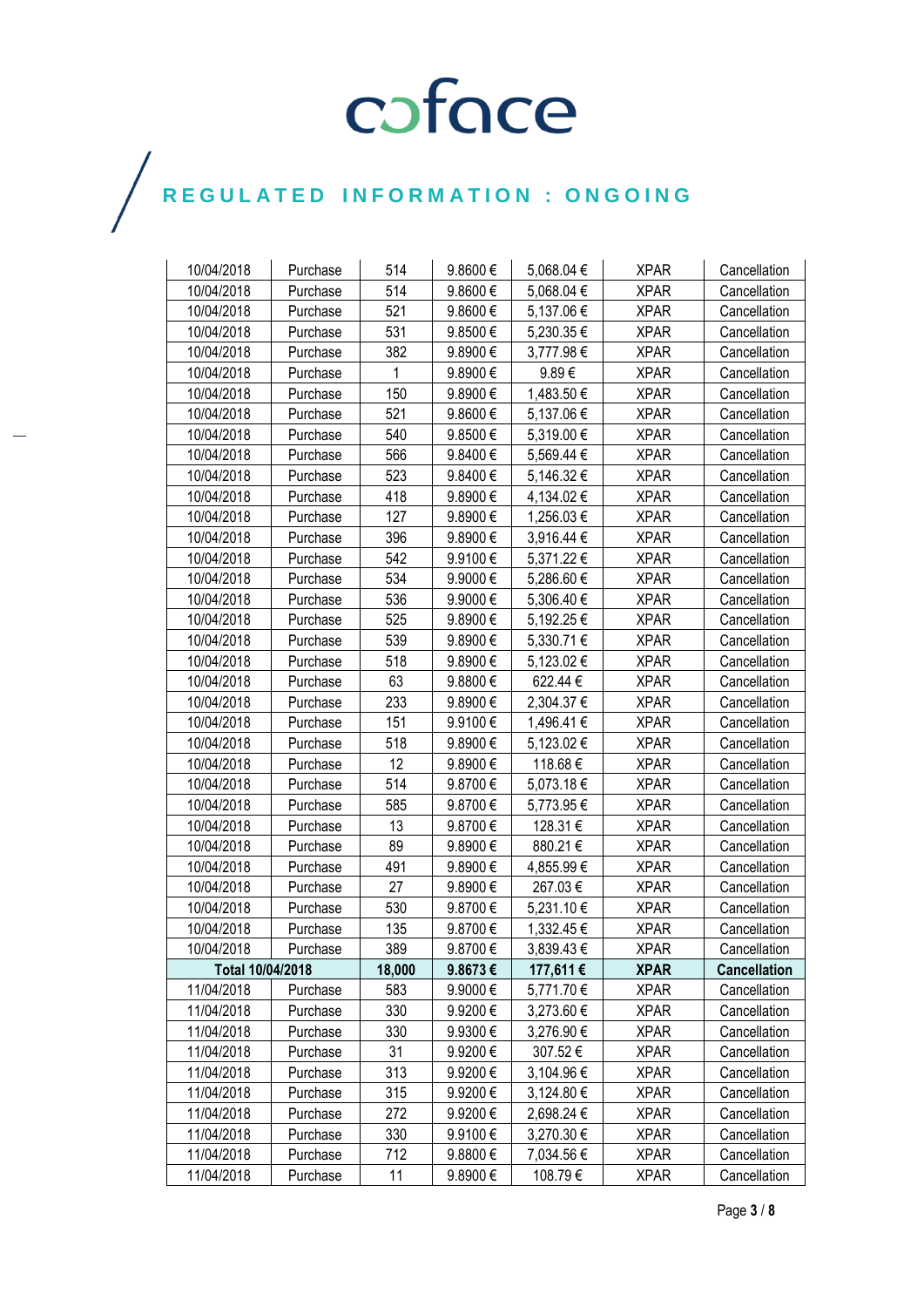# coface

## REGULATED INFORMATION : ONGOING

| | | | | | | |
|---|---|---|---|---|---|---|
| 10/04/2018 | Purchase | 514 | 9.8600 € | 5,068.04 € | XPAR | Cancellation |
| 10/04/2018 | Purchase | 514 | 9.8600 € | 5,068.04 € | XPAR | Cancellation |
| 10/04/2018 | Purchase | 521 | 9.8600 € | 5,137.06 € | XPAR | Cancellation |
| 10/04/2018 | Purchase | 531 | 9.8500 € | 5,230.35 € | XPAR | Cancellation |
| 10/04/2018 | Purchase | 382 | 9.8900 € | 3,777.98 € | XPAR | Cancellation |
| 10/04/2018 | Purchase | 1 | 9.8900 € | 9.89 € | XPAR | Cancellation |
| 10/04/2018 | Purchase | 150 | 9.8900 € | 1,483.50 € | XPAR | Cancellation |
| 10/04/2018 | Purchase | 521 | 9.8600 € | 5,137.06 € | XPAR | Cancellation |
| 10/04/2018 | Purchase | 540 | 9.8500 € | 5,319.00 € | XPAR | Cancellation |
| 10/04/2018 | Purchase | 566 | 9.8400 € | 5,569.44 € | XPAR | Cancellation |
| 10/04/2018 | Purchase | 523 | 9.8400 € | 5,146.32 € | XPAR | Cancellation |
| 10/04/2018 | Purchase | 418 | 9.8900 € | 4,134.02 € | XPAR | Cancellation |
| 10/04/2018 | Purchase | 127 | 9.8900 € | 1,256.03 € | XPAR | Cancellation |
| 10/04/2018 | Purchase | 396 | 9.8900 € | 3,916.44 € | XPAR | Cancellation |
| 10/04/2018 | Purchase | 542 | 9.9100 € | 5,371.22 € | XPAR | Cancellation |
| 10/04/2018 | Purchase | 534 | 9.9000 € | 5,286.60 € | XPAR | Cancellation |
| 10/04/2018 | Purchase | 536 | 9.9000 € | 5,306.40 € | XPAR | Cancellation |
| 10/04/2018 | Purchase | 525 | 9.8900 € | 5,192.25 € | XPAR | Cancellation |
| 10/04/2018 | Purchase | 539 | 9.8900 € | 5,330.71 € | XPAR | Cancellation |
| 10/04/2018 | Purchase | 518 | 9.8900 € | 5,123.02 € | XPAR | Cancellation |
| 10/04/2018 | Purchase | 63 | 9.8800 € | 622.44 € | XPAR | Cancellation |
| 10/04/2018 | Purchase | 233 | 9.8900 € | 2,304.37 € | XPAR | Cancellation |
| 10/04/2018 | Purchase | 151 | 9.9100 € | 1,496.41 € | XPAR | Cancellation |
| 10/04/2018 | Purchase | 518 | 9.8900 € | 5,123.02 € | XPAR | Cancellation |
| 10/04/2018 | Purchase | 12 | 9.8900 € | 118.68 € | XPAR | Cancellation |
| 10/04/2018 | Purchase | 514 | 9.8700 € | 5,073.18 € | XPAR | Cancellation |
| 10/04/2018 | Purchase | 585 | 9.8700 € | 5,773.95 € | XPAR | Cancellation |
| 10/04/2018 | Purchase | 13 | 9.8700 € | 128.31 € | XPAR | Cancellation |
| 10/04/2018 | Purchase | 89 | 9.8900 € | 880.21 € | XPAR | Cancellation |
| 10/04/2018 | Purchase | 491 | 9.8900 € | 4,855.99 € | XPAR | Cancellation |
| 10/04/2018 | Purchase | 27 | 9.8900 € | 267.03 € | XPAR | Cancellation |
| 10/04/2018 | Purchase | 530 | 9.8700 € | 5,231.10 € | XPAR | Cancellation |
| 10/04/2018 | Purchase | 135 | 9.8700 € | 1,332.45 € | XPAR | Cancellation |
| 10/04/2018 | Purchase | 389 | 9.8700 € | 3,839.43 € | XPAR | Cancellation |
| **Total 10/04/2018** | | **18,000** | **9.8673 €** | **177,611 €** | **XPAR** | **Cancellation** |
| 11/04/2018 | Purchase | 583 | 9.9000 € | 5,771.70 € | XPAR | Cancellation |
| 11/04/2018 | Purchase | 330 | 9.9200 € | 3,273.60 € | XPAR | Cancellation |
| 11/04/2018 | Purchase | 330 | 9.9300 € | 3,276.90 € | XPAR | Cancellation |
| 11/04/2018 | Purchase | 31 | 9.9200 € | 307.52 € | XPAR | Cancellation |
| 11/04/2018 | Purchase | 313 | 9.9200 € | 3,104.96 € | XPAR | Cancellation |
| 11/04/2018 | Purchase | 315 | 9.9200 € | 3,124.80 € | XPAR | Cancellation |
| 11/04/2018 | Purchase | 272 | 9.9200 € | 2,698.24 € | XPAR | Cancellation |
| 11/04/2018 | Purchase | 330 | 9.9100 € | 3,270.30 € | XPAR | Cancellation |
| 11/04/2018 | Purchase | 712 | 9.8800 € | 7,034.56 € | XPAR | Cancellation |
| 11/04/2018 | Purchase | 11 | 9.8900 € | 108.79 € | XPAR | Cancellation |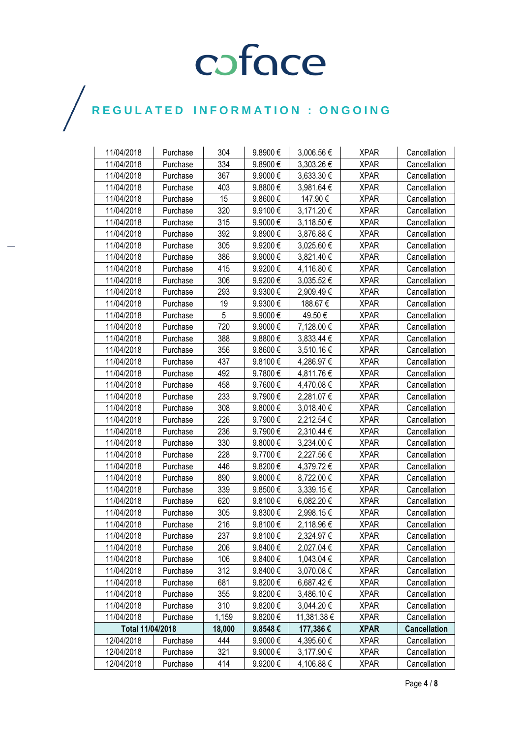# REGULATED INFORMATION : ONGOING

| | | | | | | |
|---|---|---|---|---|---|---|
| 11/04/2018 | Purchase | 304 | 9.8900 € | 3,006.56 € | XPAR | Cancellation |
| 11/04/2018 | Purchase | 334 | 9.8900 € | 3,303.26 € | XPAR | Cancellation |
| 11/04/2018 | Purchase | 367 | 9.9000 € | 3,633.30 € | XPAR | Cancellation |
| 11/04/2018 | Purchase | 403 | 9.8800 € | 3,981.64 € | XPAR | Cancellation |
| 11/04/2018 | Purchase | 15 | 9.8600 € | 147.90 € | XPAR | Cancellation |
| 11/04/2018 | Purchase | 320 | 9.9100 € | 3,171.20 € | XPAR | Cancellation |
| 11/04/2018 | Purchase | 315 | 9.9000 € | 3,118.50 € | XPAR | Cancellation |
| 11/04/2018 | Purchase | 392 | 9.8900 € | 3,876.88 € | XPAR | Cancellation |
| 11/04/2018 | Purchase | 305 | 9.9200 € | 3,025.60 € | XPAR | Cancellation |
| 11/04/2018 | Purchase | 386 | 9.9000 € | 3,821.40 € | XPAR | Cancellation |
| 11/04/2018 | Purchase | 415 | 9.9200 € | 4,116.80 € | XPAR | Cancellation |
| 11/04/2018 | Purchase | 306 | 9.9200 € | 3,035.52 € | XPAR | Cancellation |
| 11/04/2018 | Purchase | 293 | 9.9300 € | 2,909.49 € | XPAR | Cancellation |
| 11/04/2018 | Purchase | 19 | 9.9300 € | 188.67 € | XPAR | Cancellation |
| 11/04/2018 | Purchase | 5 | 9.9000 € | 49.50 € | XPAR | Cancellation |
| 11/04/2018 | Purchase | 720 | 9.9000 € | 7,128.00 € | XPAR | Cancellation |
| 11/04/2018 | Purchase | 388 | 9.8800 € | 3,833.44 € | XPAR | Cancellation |
| 11/04/2018 | Purchase | 356 | 9.8600 € | 3,510.16 € | XPAR | Cancellation |
| 11/04/2018 | Purchase | 437 | 9.8100 € | 4,286.97 € | XPAR | Cancellation |
| 11/04/2018 | Purchase | 492 | 9.7800 € | 4,811.76 € | XPAR | Cancellation |
| 11/04/2018 | Purchase | 458 | 9.7600 € | 4,470.08 € | XPAR | Cancellation |
| 11/04/2018 | Purchase | 233 | 9.7900 € | 2,281.07 € | XPAR | Cancellation |
| 11/04/2018 | Purchase | 308 | 9.8000 € | 3,018.40 € | XPAR | Cancellation |
| 11/04/2018 | Purchase | 226 | 9.7900 € | 2,212.54 € | XPAR | Cancellation |
| 11/04/2018 | Purchase | 236 | 9.7900 € | 2,310.44 € | XPAR | Cancellation |
| 11/04/2018 | Purchase | 330 | 9.8000 € | 3,234.00 € | XPAR | Cancellation |
| 11/04/2018 | Purchase | 228 | 9.7700 € | 2,227.56 € | XPAR | Cancellation |
| 11/04/2018 | Purchase | 446 | 9.8200 € | 4,379.72 € | XPAR | Cancellation |
| 11/04/2018 | Purchase | 890 | 9.8000 € | 8,722.00 € | XPAR | Cancellation |
| 11/04/2018 | Purchase | 339 | 9.8500 € | 3,339.15 € | XPAR | Cancellation |
| 11/04/2018 | Purchase | 620 | 9.8100 € | 6,082.20 € | XPAR | Cancellation |
| 11/04/2018 | Purchase | 305 | 9.8300 € | 2,998.15 € | XPAR | Cancellation |
| 11/04/2018 | Purchase | 216 | 9.8100 € | 2,118.96 € | XPAR | Cancellation |
| 11/04/2018 | Purchase | 237 | 9.8100 € | 2,324.97 € | XPAR | Cancellation |
| 11/04/2018 | Purchase | 206 | 9.8400 € | 2,027.04 € | XPAR | Cancellation |
| 11/04/2018 | Purchase | 106 | 9.8400 € | 1,043.04 € | XPAR | Cancellation |
| 11/04/2018 | Purchase | 312 | 9.8400 € | 3,070.08 € | XPAR | Cancellation |
| 11/04/2018 | Purchase | 681 | 9.8200 € | 6,687.42 € | XPAR | Cancellation |
| 11/04/2018 | Purchase | 355 | 9.8200 € | 3,486.10 € | XPAR | Cancellation |
| 11/04/2018 | Purchase | 310 | 9.8200 € | 3,044.20 € | XPAR | Cancellation |
| 11/04/2018 | Purchase | 1,159 | 9.8200 € | 11,381.38 € | XPAR | Cancellation |
| **Total 11/04/2018** | | **18,000** | **9.8548 €** | **177,386 €** | **XPAR** | **Cancellation** |
| 12/04/2018 | Purchase | 444 | 9.9000 € | 4,395.60 € | XPAR | Cancellation |
| 12/04/2018 | Purchase | 321 | 9.9000 € | 3,177.90 € | XPAR | Cancellation |
| 12/04/2018 | Purchase | 414 | 9.9200 € | 4,106.88 € | XPAR | Cancellation |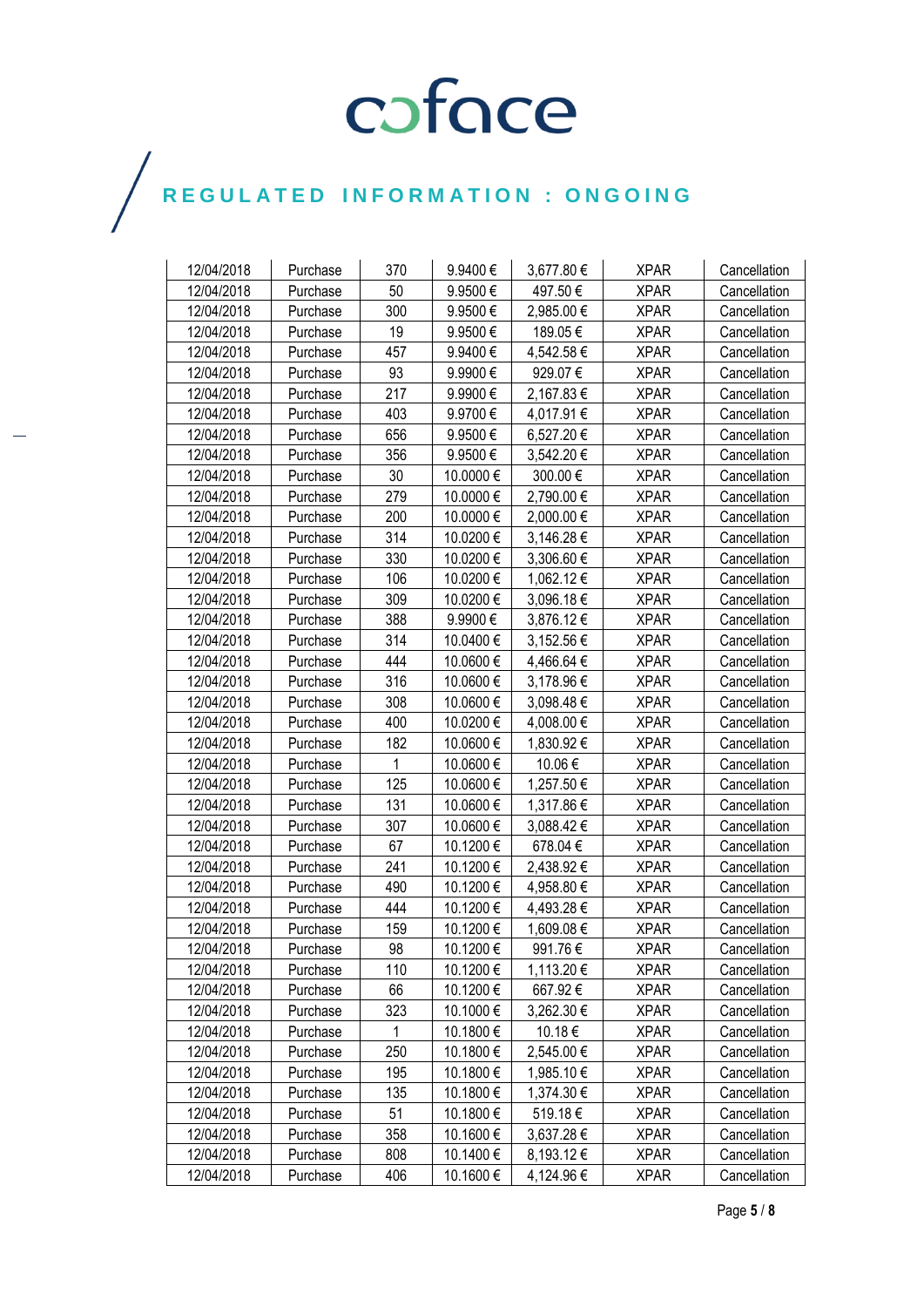| 12/04/2018 | Purchase | 370 | 9.9400 € | 3,677.80 € | XPAR | Cancellation |
|---|---|---|---|---|---|---|
| 12/04/2018 | Purchase | 50 | 9.9500 € | 497.50 € | XPAR | Cancellation |
| 12/04/2018 | Purchase | 300 | 9.9500 € | 2,985.00 € | XPAR | Cancellation |
| 12/04/2018 | Purchase | 19 | 9.9500 € | 189.05 € | XPAR | Cancellation |
| 12/04/2018 | Purchase | 457 | 9.9400 € | 4,542.58 € | XPAR | Cancellation |
| 12/04/2018 | Purchase | 93 | 9.9900 € | 929.07 € | XPAR | Cancellation |
| 12/04/2018 | Purchase | 217 | 9.9900 € | 2,167.83 € | XPAR | Cancellation |
| 12/04/2018 | Purchase | 403 | 9.9700 € | 4,017.91 € | XPAR | Cancellation |
| 12/04/2018 | Purchase | 656 | 9.9500 € | 6,527.20 € | XPAR | Cancellation |
| 12/04/2018 | Purchase | 356 | 9.9500 € | 3,542.20 € | XPAR | Cancellation |
| 12/04/2018 | Purchase | 30 | 10.0000 € | 300.00 € | XPAR | Cancellation |
| 12/04/2018 | Purchase | 279 | 10.0000 € | 2,790.00 € | XPAR | Cancellation |
| 12/04/2018 | Purchase | 200 | 10.0000 € | 2,000.00 € | XPAR | Cancellation |
| 12/04/2018 | Purchase | 314 | 10.0200 € | 3,146.28 € | XPAR | Cancellation |
| 12/04/2018 | Purchase | 330 | 10.0200 € | 3,306.60 € | XPAR | Cancellation |
| 12/04/2018 | Purchase | 106 | 10.0200 € | 1,062.12 € | XPAR | Cancellation |
| 12/04/2018 | Purchase | 309 | 10.0200 € | 3,096.18 € | XPAR | Cancellation |
| 12/04/2018 | Purchase | 388 | 9.9900 € | 3,876.12 € | XPAR | Cancellation |
| 12/04/2018 | Purchase | 314 | 10.0400 € | 3,152.56 € | XPAR | Cancellation |
| 12/04/2018 | Purchase | 444 | 10.0600 € | 4,466.64 € | XPAR | Cancellation |
| 12/04/2018 | Purchase | 316 | 10.0600 € | 3,178.96 € | XPAR | Cancellation |
| 12/04/2018 | Purchase | 308 | 10.0600 € | 3,098.48 € | XPAR | Cancellation |
| 12/04/2018 | Purchase | 400 | 10.0200 € | 4,008.00 € | XPAR | Cancellation |
| 12/04/2018 | Purchase | 182 | 10.0600 € | 1,830.92 € | XPAR | Cancellation |
| 12/04/2018 | Purchase | 1 | 10.0600 € | 10.06 € | XPAR | Cancellation |
| 12/04/2018 | Purchase | 125 | 10.0600 € | 1,257.50 € | XPAR | Cancellation |
| 12/04/2018 | Purchase | 131 | 10.0600 € | 1,317.86 € | XPAR | Cancellation |
| 12/04/2018 | Purchase | 307 | 10.0600 € | 3,088.42 € | XPAR | Cancellation |
| 12/04/2018 | Purchase | 67 | 10.1200 € | 678.04 € | XPAR | Cancellation |
| 12/04/2018 | Purchase | 241 | 10.1200 € | 2,438.92 € | XPAR | Cancellation |
| 12/04/2018 | Purchase | 490 | 10.1200 € | 4,958.80 € | XPAR | Cancellation |
| 12/04/2018 | Purchase | 444 | 10.1200 € | 4,493.28 € | XPAR | Cancellation |
| 12/04/2018 | Purchase | 159 | 10.1200 € | 1,609.08 € | XPAR | Cancellation |
| 12/04/2018 | Purchase | 98 | 10.1200 € | 991.76 € | XPAR | Cancellation |
| 12/04/2018 | Purchase | 110 | 10.1200 € | 1,113.20 € | XPAR | Cancellation |
| 12/04/2018 | Purchase | 66 | 10.1200 € | 667.92 € | XPAR | Cancellation |
| 12/04/2018 | Purchase | 323 | 10.1000 € | 3,262.30 € | XPAR | Cancellation |
| 12/04/2018 | Purchase | 1 | 10.1800 € | 10.18 € | XPAR | Cancellation |
| 12/04/2018 | Purchase | 250 | 10.1800 € | 2,545.00 € | XPAR | Cancellation |
| 12/04/2018 | Purchase | 195 | 10.1800 € | 1,985.10 € | XPAR | Cancellation |
| 12/04/2018 | Purchase | 135 | 10.1800 € | 1,374.30 € | XPAR | Cancellation |
| 12/04/2018 | Purchase | 51 | 10.1800 € | 519.18 € | XPAR | Cancellation |
| 12/04/2018 | Purchase | 358 | 10.1600 € | 3,637.28 € | XPAR | Cancellation |
| 12/04/2018 | Purchase | 808 | 10.1400 € | 8,193.12 € | XPAR | Cancellation |
| 12/04/2018 | Purchase | 406 | 10.1600 € | 4,124.96 € | XPAR | Cancellation |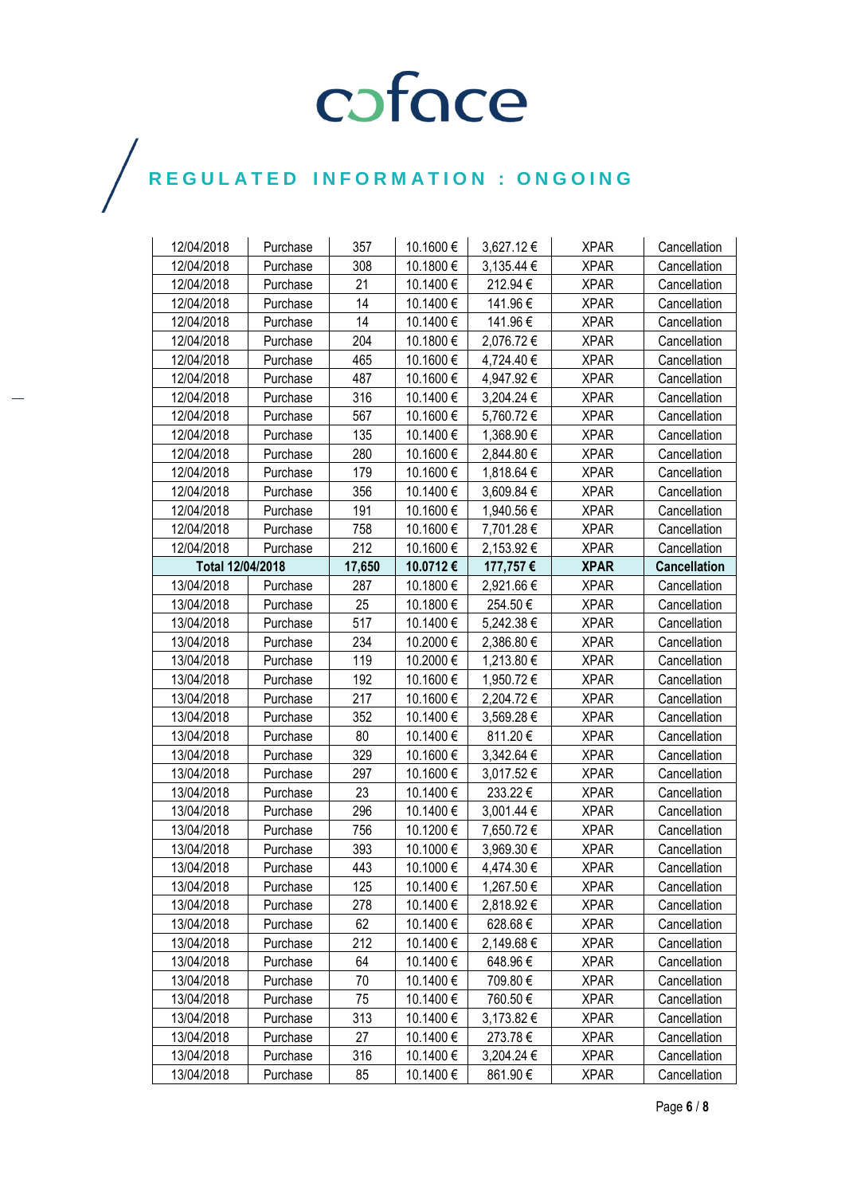| 12/04/2018 | Purchase | 357 | 10.1600 € | 3,627.12 € | XPAR | Cancellation |
|---|---|---|---|---|---|---|
| 12/04/2018 | Purchase | 308 | 10.1800 € | 3,135.44 € | XPAR | Cancellation |
| 12/04/2018 | Purchase | 21 | 10.1400 € | 212.94 € | XPAR | Cancellation |
| 12/04/2018 | Purchase | 14 | 10.1400 € | 141.96 € | XPAR | Cancellation |
| 12/04/2018 | Purchase | 14 | 10.1400 € | 141.96 € | XPAR | Cancellation |
| 12/04/2018 | Purchase | 204 | 10.1800 € | 2,076.72 € | XPAR | Cancellation |
| 12/04/2018 | Purchase | 465 | 10.1600 € | 4,724.40 € | XPAR | Cancellation |
| 12/04/2018 | Purchase | 487 | 10.1600 € | 4,947.92 € | XPAR | Cancellation |
| 12/04/2018 | Purchase | 316 | 10.1400 € | 3,204.24 € | XPAR | Cancellation |
| 12/04/2018 | Purchase | 567 | 10.1600 € | 5,760.72 € | XPAR | Cancellation |
| 12/04/2018 | Purchase | 135 | 10.1400 € | 1,368.90 € | XPAR | Cancellation |
| 12/04/2018 | Purchase | 280 | 10.1600 € | 2,844.80 € | XPAR | Cancellation |
| 12/04/2018 | Purchase | 179 | 10.1600 € | 1,818.64 € | XPAR | Cancellation |
| 12/04/2018 | Purchase | 356 | 10.1400 € | 3,609.84 € | XPAR | Cancellation |
| 12/04/2018 | Purchase | 191 | 10.1600 € | 1,940.56 € | XPAR | Cancellation |
| 12/04/2018 | Purchase | 758 | 10.1600 € | 7,701.28 € | XPAR | Cancellation |
| 12/04/2018 | Purchase | 212 | 10.1600 € | 2,153.92 € | XPAR | Cancellation |
| **Total 12/04/2018** | | **17,650** | **10.0712 €** | **177,757 €** | **XPAR** | **Cancellation** |
| 13/04/2018 | Purchase | 287 | 10.1800 € | 2,921.66 € | XPAR | Cancellation |
| 13/04/2018 | Purchase | 25 | 10.1800 € | 254.50 € | XPAR | Cancellation |
| 13/04/2018 | Purchase | 517 | 10.1400 € | 5,242.38 € | XPAR | Cancellation |
| 13/04/2018 | Purchase | 234 | 10.2000 € | 2,386.80 € | XPAR | Cancellation |
| 13/04/2018 | Purchase | 119 | 10.2000 € | 1,213.80 € | XPAR | Cancellation |
| 13/04/2018 | Purchase | 192 | 10.1600 € | 1,950.72 € | XPAR | Cancellation |
| 13/04/2018 | Purchase | 217 | 10.1600 € | 2,204.72 € | XPAR | Cancellation |
| 13/04/2018 | Purchase | 352 | 10.1400 € | 3,569.28 € | XPAR | Cancellation |
| 13/04/2018 | Purchase | 80 | 10.1400 € | 811.20 € | XPAR | Cancellation |
| 13/04/2018 | Purchase | 329 | 10.1600 € | 3,342.64 € | XPAR | Cancellation |
| 13/04/2018 | Purchase | 297 | 10.1600 € | 3,017.52 € | XPAR | Cancellation |
| 13/04/2018 | Purchase | 23 | 10.1400 € | 233.22 € | XPAR | Cancellation |
| 13/04/2018 | Purchase | 296 | 10.1400 € | 3,001.44 € | XPAR | Cancellation |
| 13/04/2018 | Purchase | 756 | 10.1200 € | 7,650.72 € | XPAR | Cancellation |
| 13/04/2018 | Purchase | 393 | 10.1000 € | 3,969.30 € | XPAR | Cancellation |
| 13/04/2018 | Purchase | 443 | 10.1000 € | 4,474.30 € | XPAR | Cancellation |
| 13/04/2018 | Purchase | 125 | 10.1400 € | 1,267.50 € | XPAR | Cancellation |
| 13/04/2018 | Purchase | 278 | 10.1400 € | 2,818.92 € | XPAR | Cancellation |
| 13/04/2018 | Purchase | 62 | 10.1400 € | 628.68 € | XPAR | Cancellation |
| 13/04/2018 | Purchase | 212 | 10.1400 € | 2,149.68 € | XPAR | Cancellation |
| 13/04/2018 | Purchase | 64 | 10.1400 € | 648.96 € | XPAR | Cancellation |
| 13/04/2018 | Purchase | 70 | 10.1400 € | 709.80 € | XPAR | Cancellation |
| 13/04/2018 | Purchase | 75 | 10.1400 € | 760.50 € | XPAR | Cancellation |
| 13/04/2018 | Purchase | 313 | 10.1400 € | 3,173.82 € | XPAR | Cancellation |
| 13/04/2018 | Purchase | 27 | 10.1400 € | 273.78 € | XPAR | Cancellation |
| 13/04/2018 | Purchase | 316 | 10.1400 € | 3,204.24 € | XPAR | Cancellation |
| 13/04/2018 | Purchase | 85 | 10.1400 € | 861.90 € | XPAR | Cancellation |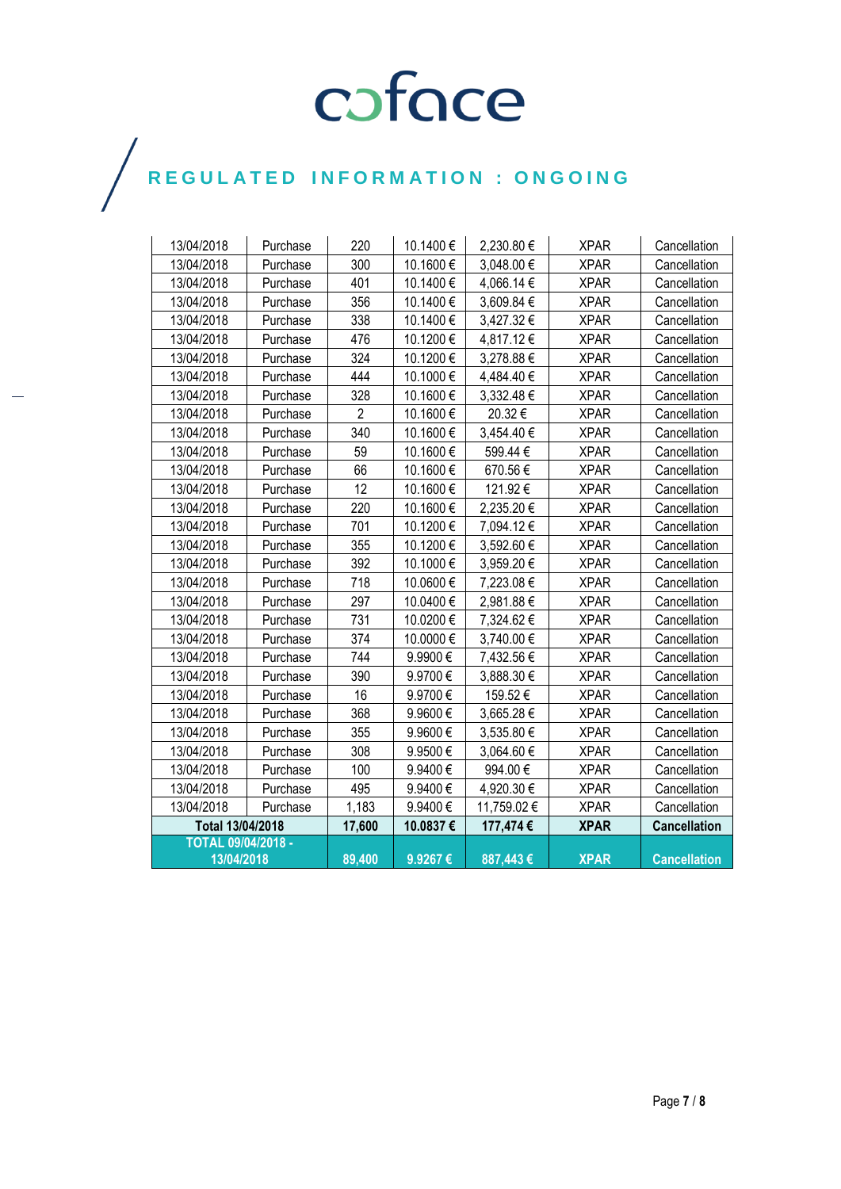| 13/04/2018 | Purchase | 220 | 10.1400 € | 2,230.80 € | XPAR | Cancellation |
|---|---|---|---|---|---|---|
| 13/04/2018 | Purchase | 300 | 10.1600 € | 3,048.00 € | XPAR | Cancellation |
| 13/04/2018 | Purchase | 401 | 10.1400 € | 4,066.14 € | XPAR | Cancellation |
| 13/04/2018 | Purchase | 356 | 10.1400 € | 3,609.84 € | XPAR | Cancellation |
| 13/04/2018 | Purchase | 338 | 10.1400 € | 3,427.32 € | XPAR | Cancellation |
| 13/04/2018 | Purchase | 476 | 10.1200 € | 4,817.12 € | XPAR | Cancellation |
| 13/04/2018 | Purchase | 324 | 10.1200 € | 3,278.88 € | XPAR | Cancellation |
| 13/04/2018 | Purchase | 444 | 10.1000 € | 4,484.40 € | XPAR | Cancellation |
| 13/04/2018 | Purchase | 328 | 10.1600 € | 3,332.48 € | XPAR | Cancellation |
| 13/04/2018 | Purchase | 2 | 10.1600 € | 20.32 € | XPAR | Cancellation |
| 13/04/2018 | Purchase | 340 | 10.1600 € | 3,454.40 € | XPAR | Cancellation |
| 13/04/2018 | Purchase | 59 | 10.1600 € | 599.44 € | XPAR | Cancellation |
| 13/04/2018 | Purchase | 66 | 10.1600 € | 670.56 € | XPAR | Cancellation |
| 13/04/2018 | Purchase | 12 | 10.1600 € | 121.92 € | XPAR | Cancellation |
| 13/04/2018 | Purchase | 220 | 10.1600 € | 2,235.20 € | XPAR | Cancellation |
| 13/04/2018 | Purchase | 701 | 10.1200 € | 7,094.12 € | XPAR | Cancellation |
| 13/04/2018 | Purchase | 355 | 10.1200 € | 3,592.60 € | XPAR | Cancellation |
| 13/04/2018 | Purchase | 392 | 10.1000 € | 3,959.20 € | XPAR | Cancellation |
| 13/04/2018 | Purchase | 718 | 10.0600 € | 7,223.08 € | XPAR | Cancellation |
| 13/04/2018 | Purchase | 297 | 10.0400 € | 2,981.88 € | XPAR | Cancellation |
| 13/04/2018 | Purchase | 731 | 10.0200 € | 7,324.62 € | XPAR | Cancellation |
| 13/04/2018 | Purchase | 374 | 10.0000 € | 3,740.00 € | XPAR | Cancellation |
| 13/04/2018 | Purchase | 744 | 9.9900 € | 7,432.56 € | XPAR | Cancellation |
| 13/04/2018 | Purchase | 390 | 9.9700 € | 3,888.30 € | XPAR | Cancellation |
| 13/04/2018 | Purchase | 16 | 9.9700 € | 159.52 € | XPAR | Cancellation |
| 13/04/2018 | Purchase | 368 | 9.9600 € | 3,665.28 € | XPAR | Cancellation |
| 13/04/2018 | Purchase | 355 | 9.9600 € | 3,535.80 € | XPAR | Cancellation |
| 13/04/2018 | Purchase | 308 | 9.9500 € | 3,064.60 € | XPAR | Cancellation |
| 13/04/2018 | Purchase | 100 | 9.9400 € | 994.00 € | XPAR | Cancellation |
| 13/04/2018 | Purchase | 495 | 9.9400 € | 4,920.30 € | XPAR | Cancellation |
| 13/04/2018 | Purchase | 1,183 | 9.9400 € | 11,759.02 € | XPAR | Cancellation |
| **Total 13/04/2018** | | **17,600** | **10.0837 €** | **177,474 €** | **XPAR** | **Cancellation** |
| **TOTAL 09/04/2018 - 13/04/2018** | | **89,400** | **9.9267 €** | **887,443 €** | **XPAR** | **Cancellation** |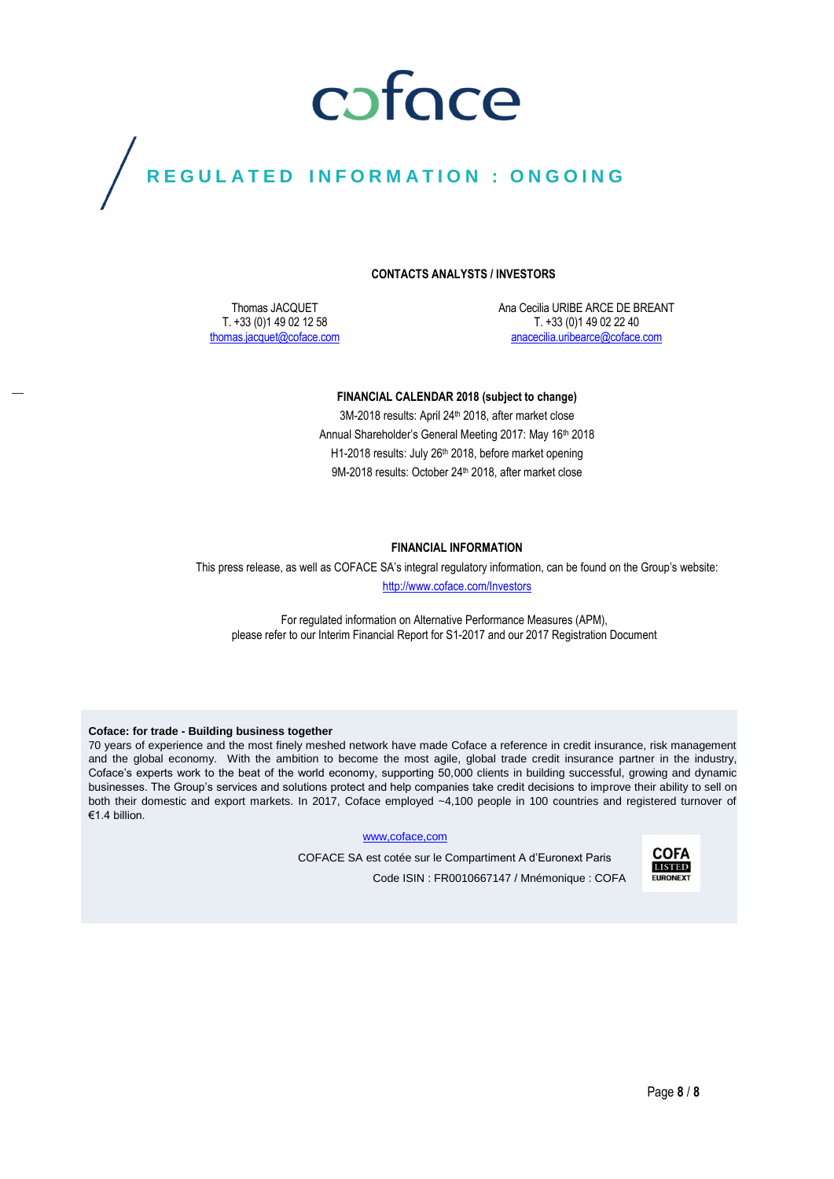coface

# REGULATED INFORMATION : ONGOING

**CONTACTS ANALYSTS / INVESTORS**

Thomas JACQUET
T. +33 (0)1 49 02 12 58
thomas.jacquet@coface.com

Ana Cecilia URIBE ARCE DE BREANT
T. +33 (0)1 49 02 22 40
anacecilia.uribearce@coface.com

**FINANCIAL CALENDAR 2018 (subject to change)**

3M-2018 results: April 24th 2018, after market close
Annual Shareholder's General Meeting 2017: May 16th 2018
H1-2018 results: July 26th 2018, before market opening
9M-2018 results: October 24th 2018, after market close

**FINANCIAL INFORMATION**

This press release, as well as COFACE SA's integral regulatory information, can be found on the Group's website:
http://www.coface.com/Investors

For regulated information on Alternative Performance Measures (APM),
please refer to our Interim Financial Report for S1-2017 and our 2017 Registration Document

**Coface: for trade - Building business together**

70 years of experience and the most finely meshed network have made Coface a reference in credit insurance, risk management and the global economy. With the ambition to become the most agile, global trade credit insurance partner in the industry, Coface's experts work to the beat of the world economy, supporting 50,000 clients in building successful, growing and dynamic businesses. The Group's services and solutions protect and help companies take credit decisions to improve their ability to sell on both their domestic and export markets. In 2017, Coface employed ~4,100 people in 100 countries and registered turnover of €1.4 billion.

www,coface,com

COFACE SA est cotée sur le Compartiment A d'Euronext Paris
Code ISIN : FR0010667147 / Mnémonique : COFA

COFA LISTED EURONEXT